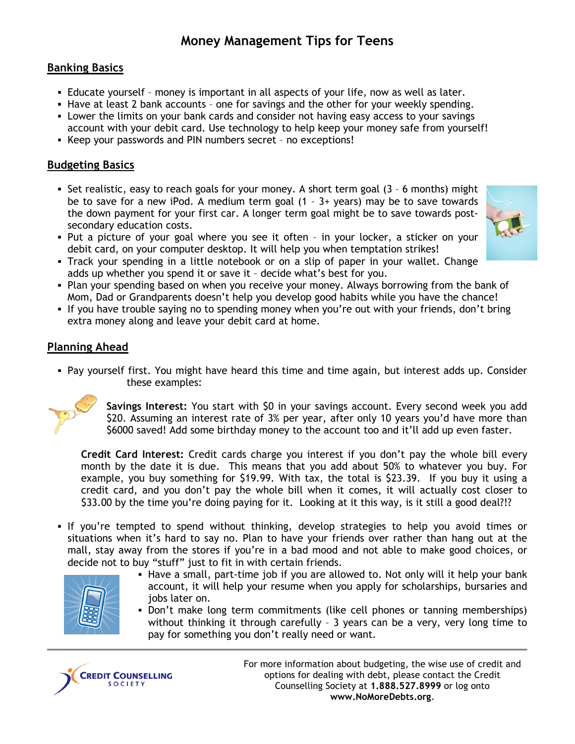# Money Management Tips for Teens

## Banking Basics

- Educate yourself – money is important in all aspects of your life, now as well as later.
- Have at least 2 bank accounts – one for savings and the other for your weekly spending.
- Lower the limits on your bank cards and consider not having easy access to your savings account with your debit card. Use technology to help keep your money safe from yourself!
- Keep your passwords and PIN numbers secret – no exceptions!

## Budgeting Basics

- Set realistic, easy to reach goals for your money. A short term goal (3 – 6 months) might be to save for a new iPod. A medium term goal (1 – 3+ years) may be to save towards the down payment for your first car. A longer term goal might be to save towards post-secondary education costs.
- Put a picture of your goal where you see it often – in your locker, a sticker on your debit card, on your computer desktop. It will help you when temptation strikes!
- Track your spending in a little notebook or on a slip of paper in your wallet. Change adds up whether you spend it or save it – decide what's best for you.
- Plan your spending based on when you receive your money. Always borrowing from the bank of Mom, Dad or Grandparents doesn't help you develop good habits while you have the chance!
- If you have trouble saying no to spending money when you're out with your friends, don't bring extra money along and leave your debit card at home.

## Planning Ahead

- Pay yourself first. You might have heard this time and time again, but interest adds up. Consider these examples:

  **Savings Interest:** You start with $0 in your savings account. Every second week you add $20. Assuming an interest rate of 3% per year, after only 10 years you'd have more than $6000 saved! Add some birthday money to the account too and it'll add up even faster.

  **Credit Card Interest:** Credit cards charge you interest if you don't pay the whole bill every month by the date it is due. This means that you add about 50% to whatever you buy. For example, you buy something for $19.99. With tax, the total is $23.39. If you buy it using a credit card, and you don't pay the whole bill when it comes, it will actually cost closer to $33.00 by the time you're doing paying for it. Looking at it this way, is it still a good deal?!?

- If you're tempted to spend without thinking, develop strategies to help you avoid times or situations when it's hard to say no. Plan to have your friends over rather than hang out at the mall, stay away from the stores if you're in a bad mood and not able to make good choices, or decide not to buy "stuff" just to fit in with certain friends.
- Have a small, part-time job if you are allowed to. Not only will it help your bank account, it will help your resume when you apply for scholarships, bursaries and jobs later on.
- Don't make long term commitments (like cell phones or tanning memberships) without thinking it through carefully – 3 years can be a very, very long time to pay for something you don't really need or want.

---

Credit Counselling Society

For more information about budgeting, the wise use of credit and options for dealing with debt, please contact the Credit Counselling Society at **1.888.527.8999** or log onto **www.NoMoreDebts.org**.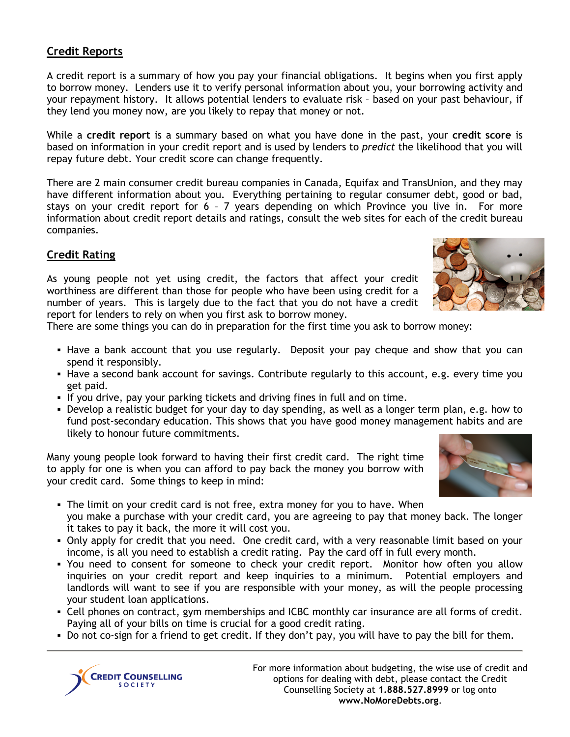## Credit Reports

A credit report is a summary of how you pay your financial obligations. It begins when you first apply to borrow money. Lenders use it to verify personal information about you, your borrowing activity and your repayment history. It allows potential lenders to evaluate risk – based on your past behaviour, if they lend you money now, are you likely to repay that money or not.

While a **credit report** is a summary based on what you have done in the past, your **credit score** is based on information in your credit report and is used by lenders to *predict* the likelihood that you will repay future debt. Your credit score can change frequently.

There are 2 main consumer credit bureau companies in Canada, Equifax and TransUnion, and they may have different information about you. Everything pertaining to regular consumer debt, good or bad, stays on your credit report for 6 – 7 years depending on which Province you live in. For more information about credit report details and ratings, consult the web sites for each of the credit bureau companies.

## Credit Rating

As young people not yet using credit, the factors that affect your credit worthiness are different than those for people who have been using credit for a number of years. This is largely due to the fact that you do not have a credit report for lenders to rely on when you first ask to borrow money.
There are some things you can do in preparation for the first time you ask to borrow money:

- Have a bank account that you use regularly. Deposit your pay cheque and show that you can spend it responsibly.
- Have a second bank account for savings. Contribute regularly to this account, e.g. every time you get paid.
- If you drive, pay your parking tickets and driving fines in full and on time.
- Develop a realistic budget for your day to day spending, as well as a longer term plan, e.g. how to fund post-secondary education. This shows that you have good money management habits and are likely to honour future commitments.

Many young people look forward to having their first credit card. The right time to apply for one is when you can afford to pay back the money you borrow with your credit card. Some things to keep in mind:

- The limit on your credit card is not free, extra money for you to have. When you make a purchase with your credit card, you are agreeing to pay that money back. The longer it takes to pay it back, the more it will cost you.
- Only apply for credit that you need. One credit card, with a very reasonable limit based on your income, is all you need to establish a credit rating. Pay the card off in full every month.
- You need to consent for someone to check your credit report. Monitor how often you allow inquiries on your credit report and keep inquiries to a minimum. Potential employers and landlords will want to see if you are responsible with your money, as will the people processing your student loan applications.
- Cell phones on contract, gym memberships and ICBC monthly car insurance are all forms of credit. Paying all of your bills on time is crucial for a good credit rating.
- Do not co-sign for a friend to get credit. If they don't pay, you will have to pay the bill for them.

---

CREDIT COUNSELLING SOCIETY

For more information about budgeting, the wise use of credit and options for dealing with debt, please contact the Credit Counselling Society at **1.888.527.8999** or log onto **www.NoMoreDebts.org**.